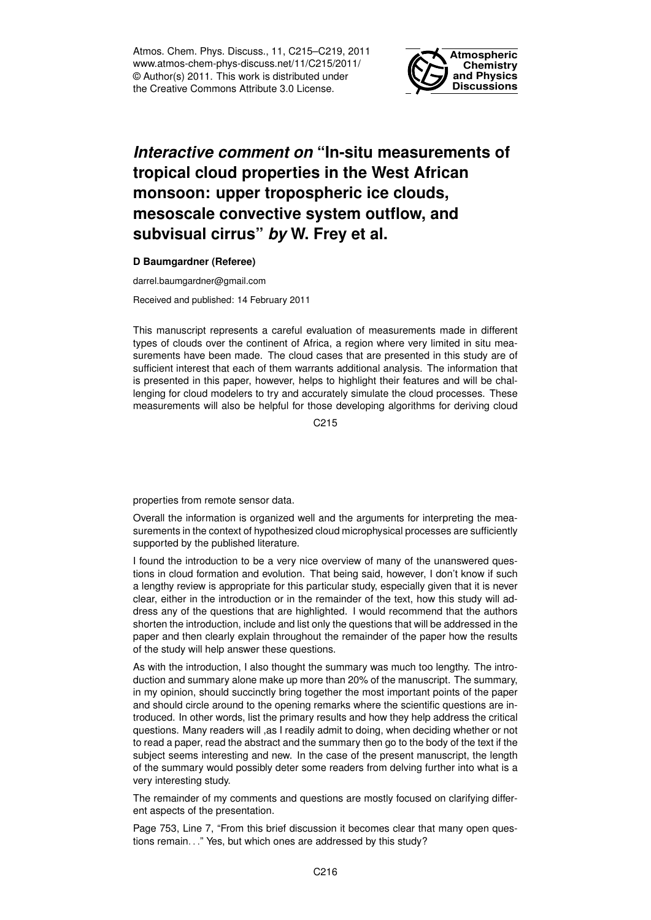# *Interactive comment on* "In-situ measurements of tropical cloud properties in the West African monsoon: upper tropospheric ice clouds, mesoscale convective system outflow, and subvisual cirrus" *by* W. Frey et al.

**D Baumgardner (Referee)**

darrel.baumgardner@gmail.com

Received and published: 14 February 2011

This manuscript represents a careful evaluation of measurements made in different types of clouds over the continent of Africa, a region where very limited in situ measurements have been made. The cloud cases that are presented in this study are of sufficient interest that each of them warrants additional analysis. The information that is presented in this paper, however, helps to highlight their features and will be challenging for cloud modelers to try and accurately simulate the cloud processes. These measurements will also be helpful for those developing algorithms for deriving cloud properties from remote sensor data.

Overall the information is organized well and the arguments for interpreting the measurements in the context of hypothesized cloud microphysical processes are sufficiently supported by the published literature.

I found the introduction to be a very nice overview of many of the unanswered questions in cloud formation and evolution. That being said, however, I don't know if such a lengthy review is appropriate for this particular study, especially given that it is never clear, either in the introduction or in the remainder of the text, how this study will address any of the questions that are highlighted. I would recommend that the authors shorten the introduction, include and list only the questions that will be addressed in the paper and then clearly explain throughout the remainder of the paper how the results of the study will help answer these questions.

As with the introduction, I also thought the summary was much too lengthy. The introduction and summary alone make up more than 20% of the manuscript. The summary, in my opinion, should succinctly bring together the most important points of the paper and should circle around to the opening remarks where the scientific questions are introduced. In other words, list the primary results and how they help address the critical questions. Many readers will ,as I readily admit to doing, when deciding whether or not to read a paper, read the abstract and the summary then go to the body of the text if the subject seems interesting and new. In the case of the present manuscript, the length of the summary would possibly deter some readers from delving further into what is a very interesting study.

The remainder of my comments and questions are mostly focused on clarifying different aspects of the presentation.

Page 753, Line 7, "From this brief discussion it becomes clear that many open questions remain..." Yes, but which ones are addressed by this study?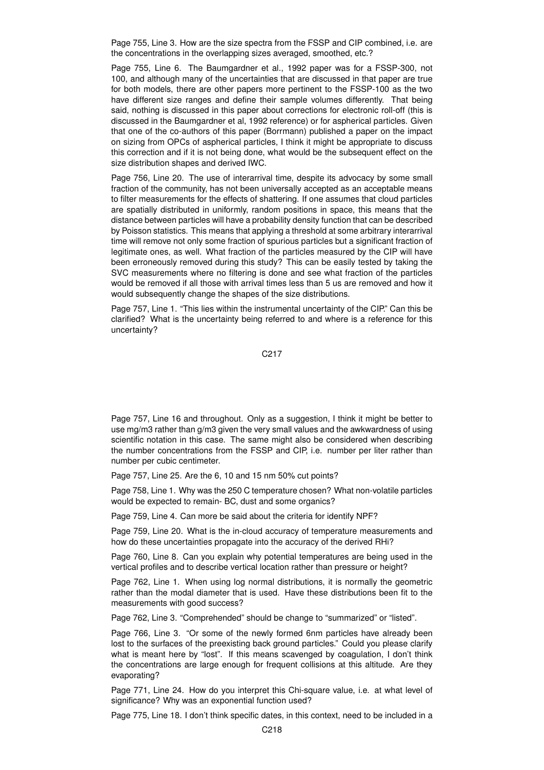Page 755, Line 3. How are the size spectra from the FSSP and CIP combined, i.e. are the concentrations in the overlapping sizes averaged, smoothed, etc.?

Page 755, Line 6. The Baumgardner et al., 1992 paper was for a FSSP-300, not 100, and although many of the uncertainties that are discussed in that paper are true for both models, there are other papers more pertinent to the FSSP-100 as the two have different size ranges and define their sample volumes differently. That being said, nothing is discussed in this paper about corrections for electronic roll-off (this is discussed in the Baumgardner et al, 1992 reference) or for aspherical particles. Given that one of the co-authors of this paper (Borrmann) published a paper on the impact on sizing from OPCs of aspherical particles, I think it might be appropriate to discuss this correction and if it is not being done, what would be the subsequent effect on the size distribution shapes and derived IWC.

Page 756, Line 20. The use of interarrival time, despite its advocacy by some small fraction of the community, has not been universally accepted as an acceptable means to filter measurements for the effects of shattering. If one assumes that cloud particles are spatially distributed in uniformly, random positions in space, this means that the distance between particles will have a probability density function that can be described by Poisson statistics. This means that applying a threshold at some arbitrary interarrival time will remove not only some fraction of spurious particles but a significant fraction of legitimate ones, as well. What fraction of the particles measured by the CIP will have been erroneously removed during this study? This can be easily tested by taking the SVC measurements where no filtering is done and see what fraction of the particles would be removed if all those with arrival times less than 5 us are removed and how it would subsequently change the shapes of the size distributions.

Page 757, Line 1. "This lies within the instrumental uncertainty of the CIP." Can this be clarified? What is the uncertainty being referred to and where is a reference for this uncertainty?

Page 757, Line 16 and throughout. Only as a suggestion, I think it might be better to use mg/m3 rather than g/m3 given the very small values and the awkwardness of using scientific notation in this case. The same might also be considered when describing the number concentrations from the FSSP and CIP, i.e. number per liter rather than number per cubic centimeter.

Page 757, Line 25. Are the 6, 10 and 15 nm 50% cut points?

Page 758, Line 1. Why was the 250 C temperature chosen? What non-volatile particles would be expected to remain- BC, dust and some organics?

Page 759, Line 4. Can more be said about the criteria for identify NPF?

Page 759, Line 20. What is the in-cloud accuracy of temperature measurements and how do these uncertainties propagate into the accuracy of the derived RHi?

Page 760, Line 8. Can you explain why potential temperatures are being used in the vertical profiles and to describe vertical location rather than pressure or height?

Page 762, Line 1. When using log normal distributions, it is normally the geometric rather than the modal diameter that is used. Have these distributions been fit to the measurements with good success?

Page 762, Line 3. "Comprehended" should be change to "summarized" or "listed".

Page 766, Line 3. "Or some of the newly formed 6nm particles have already been lost to the surfaces of the preexisting back ground particles." Could you please clarify what is meant here by "lost". If this means scavenged by coagulation, I don't think the concentrations are large enough for frequent collisions at this altitude. Are they evaporating?

Page 771, Line 24. How do you interpret this Chi-square value, i.e. at what level of significance? Why was an exponential function used?

Page 775, Line 18. I don't think specific dates, in this context, need to be included in a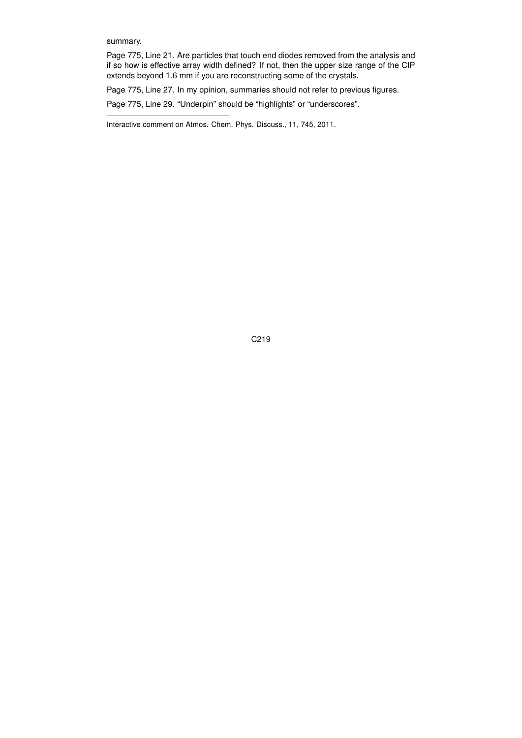summary.

Page 775, Line 21. Are particles that touch end diodes removed from the analysis and if so how is effective array width defined? If not, then the upper size range of the CIP extends beyond 1.6 mm if you are reconstructing some of the crystals.

Page 775, Line 27. In my opinion, summaries should not refer to previous figures.

Page 775, Line 29. "Underpin" should be "highlights" or "underscores".

---

Interactive comment on Atmos. Chem. Phys. Discuss., 11, 745, 2011.